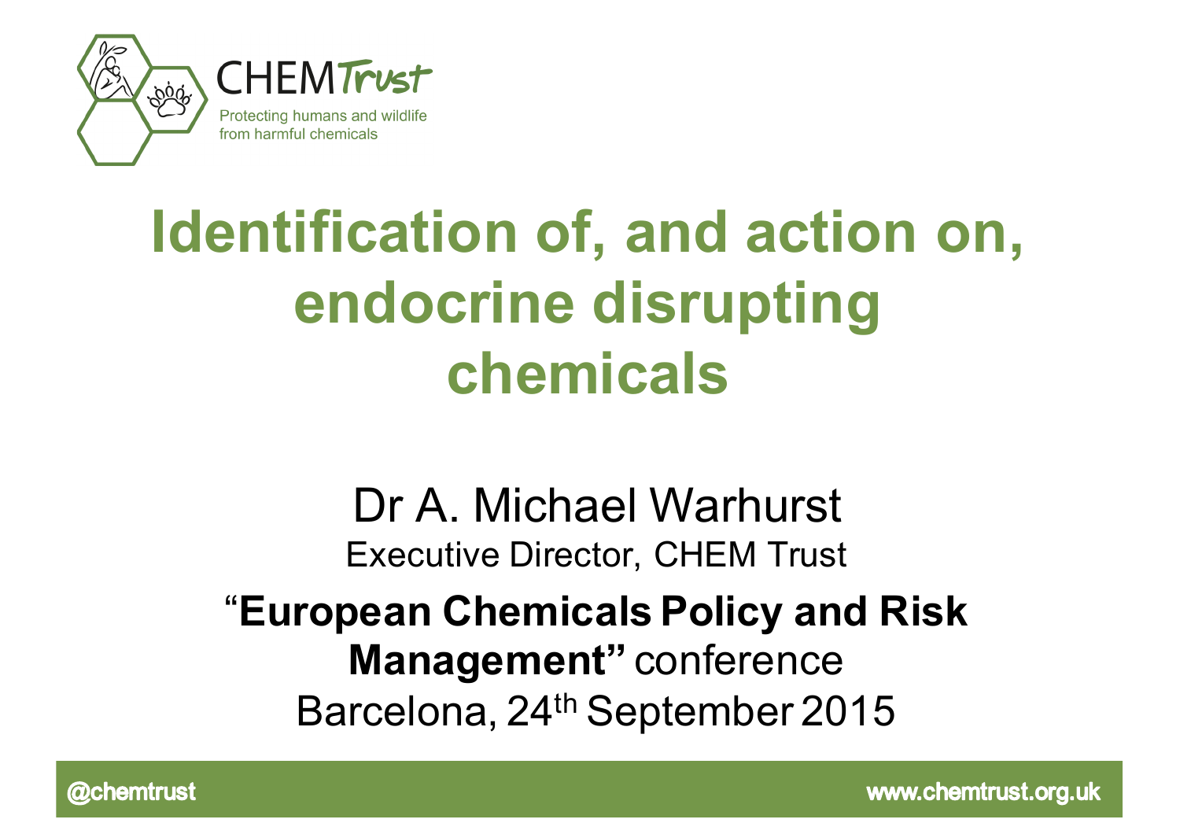CHEM Trust

Protecting humans and wildlife from harmful chemicals

# Identification of, and action on, endocrine disrupting chemicals

Dr A. Michael Warhurst

Executive Director, CHEM Trust

"**European Chemicals Policy and Risk Management"** conference

Barcelona, 24th September 2015

@chemtrust

www.chemtrust.org.uk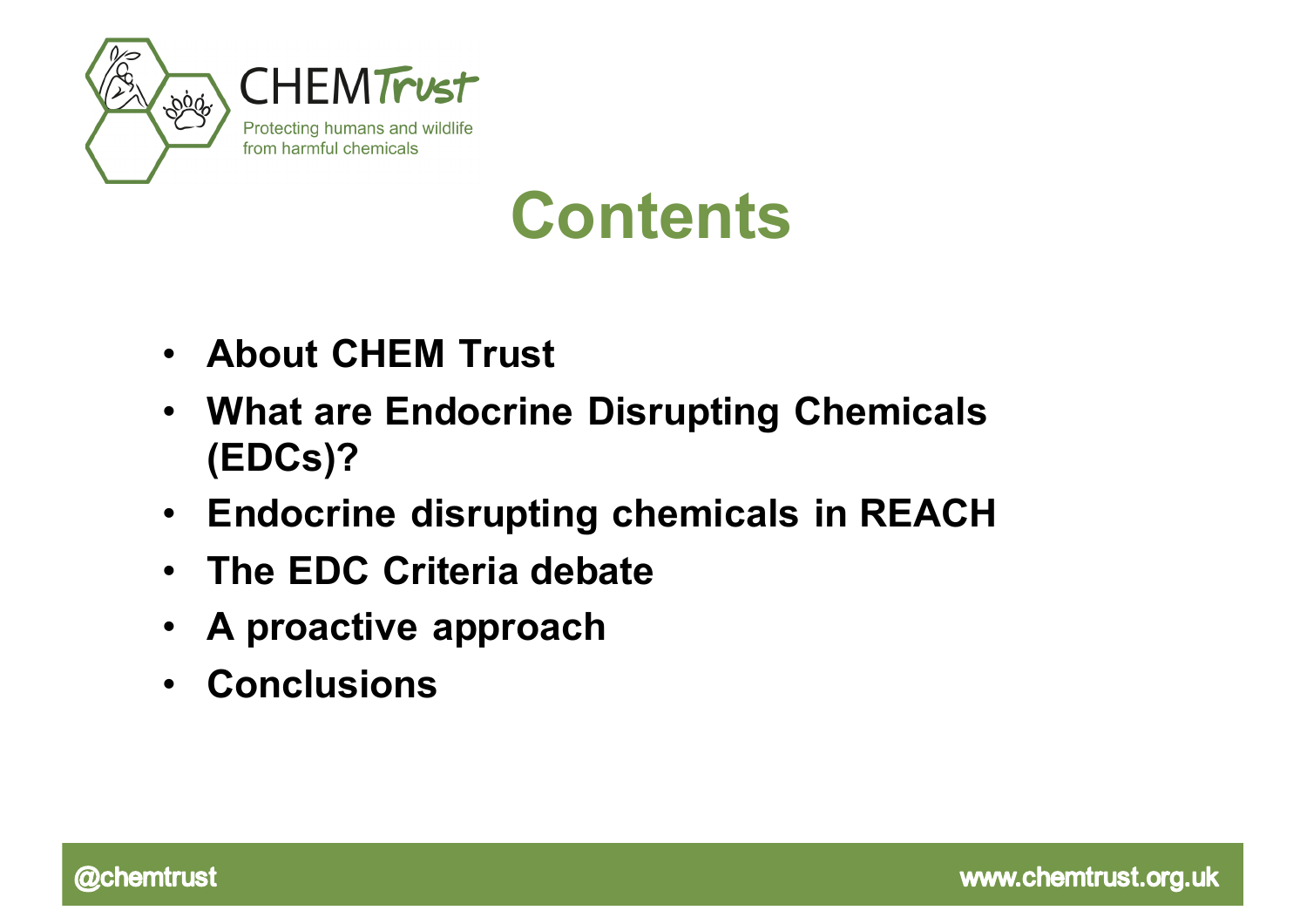# Contents

- **About CHEM Trust**
- **What are Endocrine Disrupting Chemicals (EDCs)?**
- **Endocrine disrupting chemicals in REACH**
- **The EDC Criteria debate**
- **A proactive approach**
- **Conclusions**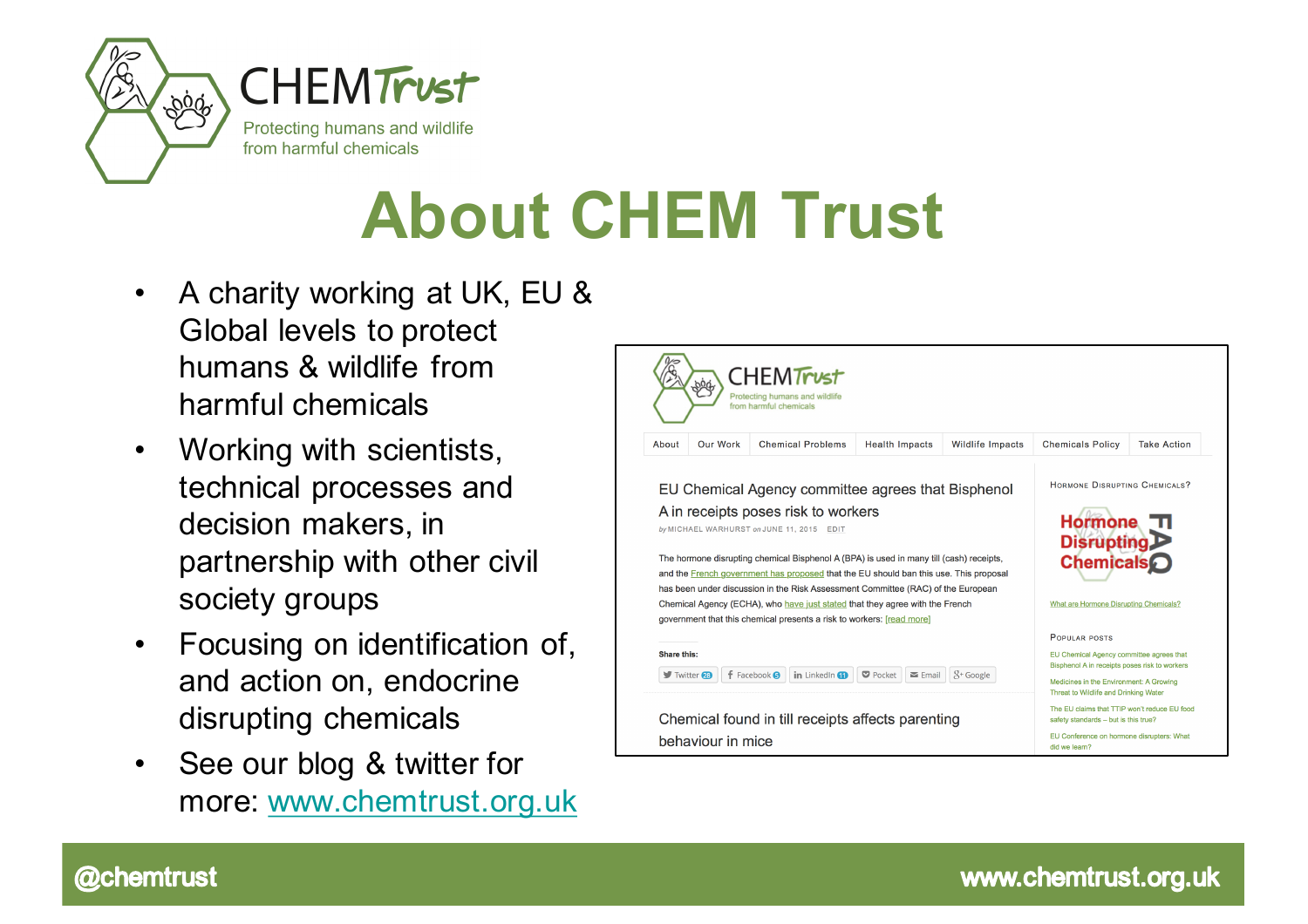CHEM Trust

Protecting humans and wildlife from harmful chemicals

# About CHEM Trust

- A charity working at UK, EU & Global levels to protect humans & wildlife from harmful chemicals
- Working with scientists, technical processes and decision makers, in partnership with other civil society groups
- Focusing on identification of, and action on, endocrine disrupting chemicals
- See our blog & twitter for more: www.chemtrust.org.uk

@chemtrust

www.chemtrust.org.uk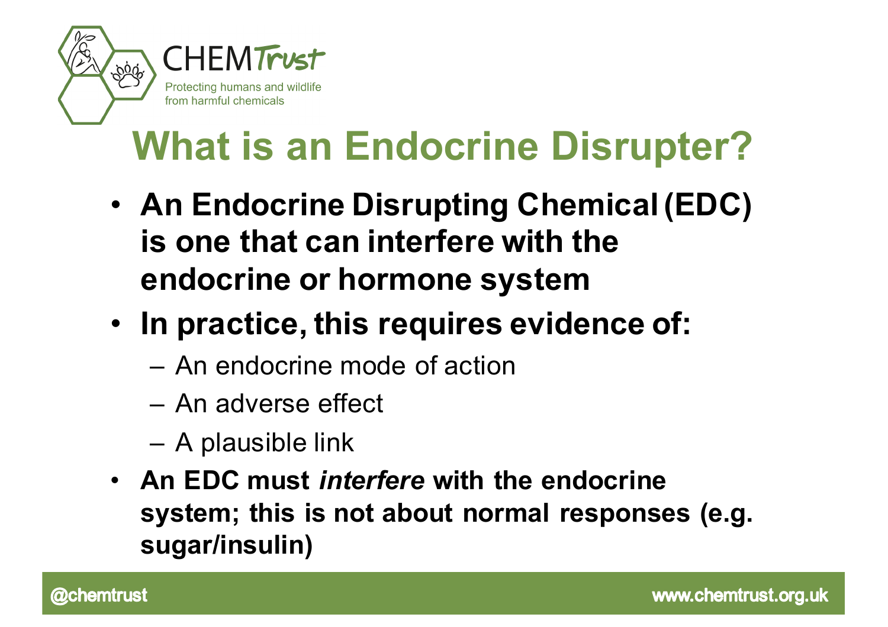# What is an Endocrine Disrupter?

- **An Endocrine Disrupting Chemical (EDC) is one that can interfere with the endocrine or hormone system**
- **In practice, this requires evidence of:**
  - An endocrine mode of action
  - An adverse effect
  - A plausible link
- **An EDC must *interfere* with the endocrine system; this is not about normal responses (e.g. sugar/insulin)**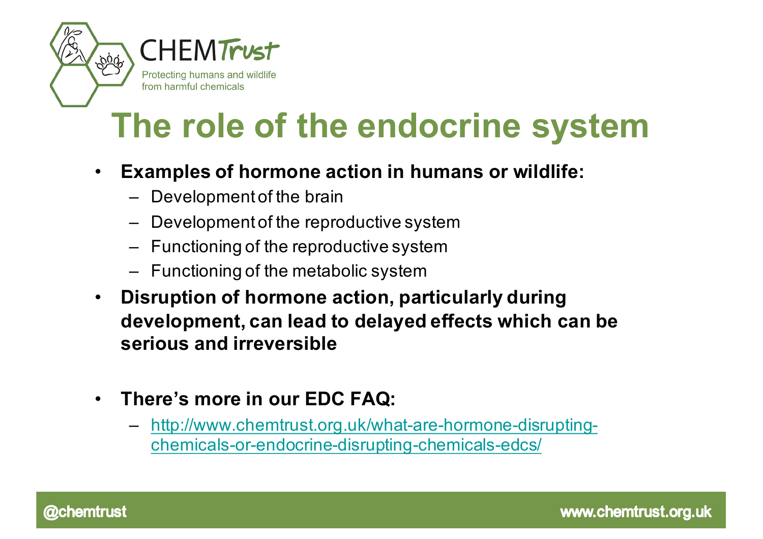# The role of the endocrine system

- **Examples of hormone action in humans or wildlife:**
  - Development of the brain
  - Development of the reproductive system
  - Functioning of the reproductive system
  - Functioning of the metabolic system
- **Disruption of hormone action, particularly during development, can lead to delayed effects which can be serious and irreversible**

- **There's more in our EDC FAQ:**
  - http://www.chemtrust.org.uk/what-are-hormone-disrupting-chemicals-or-endocrine-disrupting-chemicals-edcs/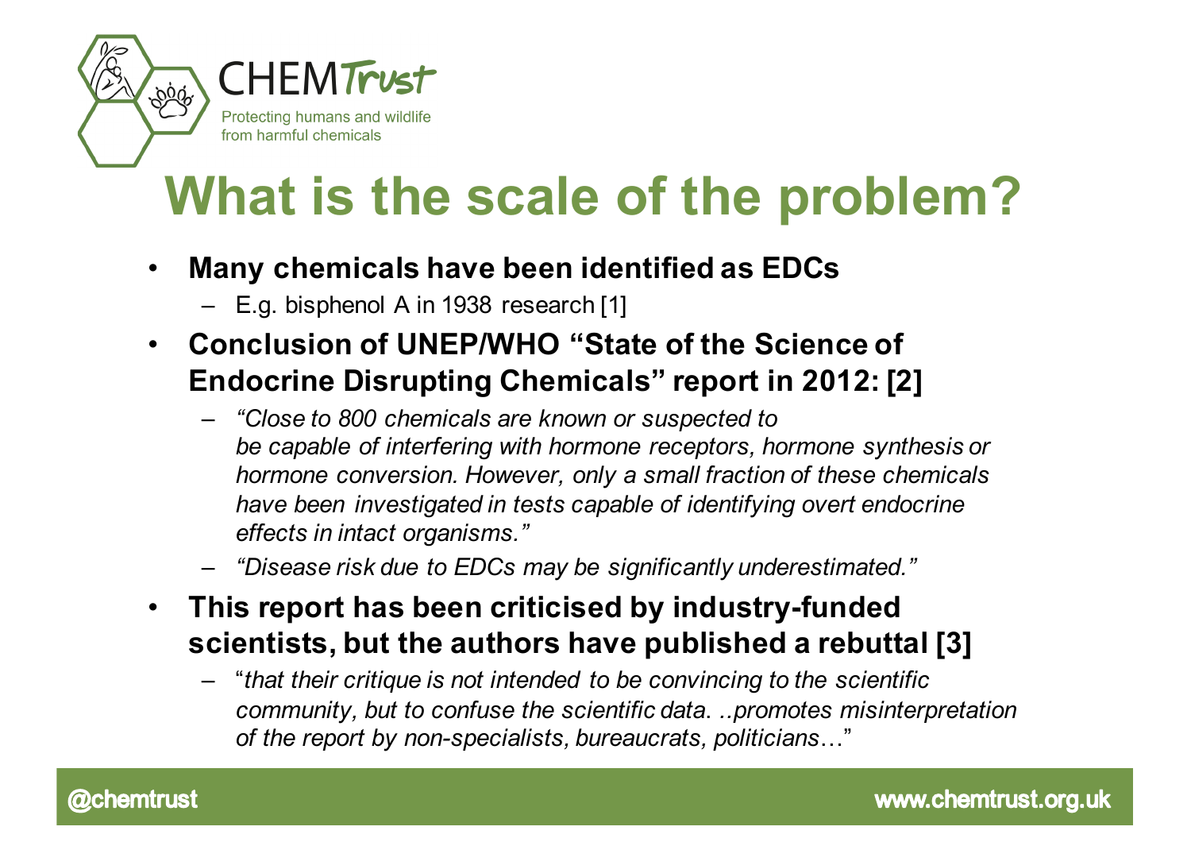# What is the scale of the problem?

- **Many chemicals have been identified as EDCs**
  - E.g. bisphenol A in 1938 research [1]
- **Conclusion of UNEP/WHO "State of the Science of Endocrine Disrupting Chemicals" report in 2012: [2]**
  - *"Close to 800 chemicals are known or suspected to be capable of interfering with hormone receptors, hormone synthesis or hormone conversion. However, only a small fraction of these chemicals have been investigated in tests capable of identifying overt endocrine effects in intact organisms."*
  - *"Disease risk due to EDCs may be significantly underestimated."*
- **This report has been criticised by industry-funded scientists, but the authors have published a rebuttal [3]**
  - "*that their critique is not intended to be convincing to the scientific community, but to confuse the scientific data. ..promotes misinterpretation of the report by non-specialists, bureaucrats, politicians…*"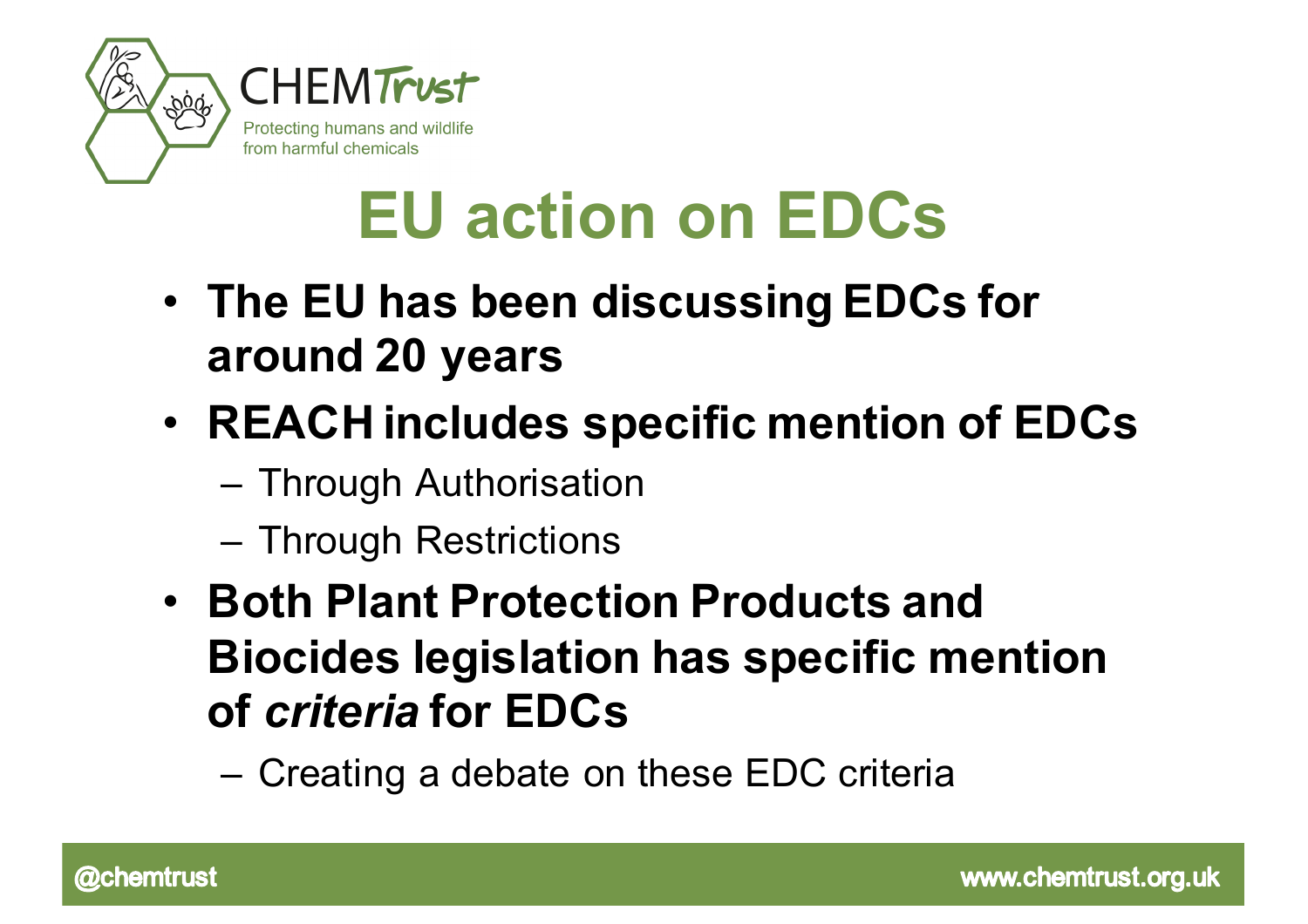# EU action on EDCs

- **The EU has been discussing EDCs for around 20 years**
- **REACH includes specific mention of EDCs**
  - Through Authorisation
  - Through Restrictions
- **Both Plant Protection Products and Biocides legislation has specific mention of *criteria* for EDCs**
  - Creating a debate on these EDC criteria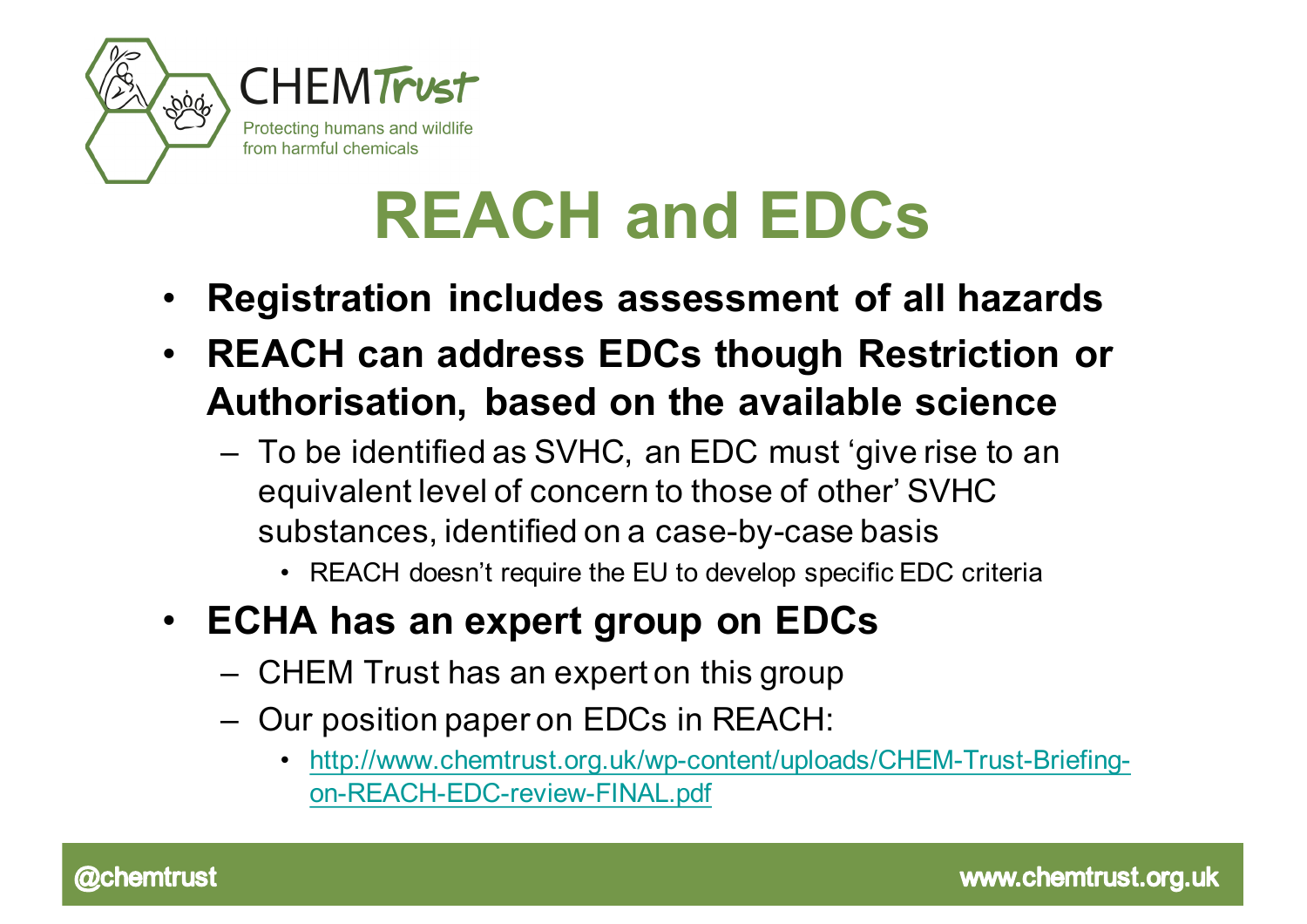# REACH and EDCs

- **Registration includes assessment of all hazards**
- **REACH can address EDCs though Restriction or Authorisation, based on the available science**
  - To be identified as SVHC, an EDC must 'give rise to an equivalent level of concern to those of other' SVHC substances, identified on a case-by-case basis
    - REACH doesn't require the EU to develop specific EDC criteria
- **ECHA has an expert group on EDCs**
  - CHEM Trust has an expert on this group
  - Our position paper on EDCs in REACH:
    - http://www.chemtrust.org.uk/wp-content/uploads/CHEM-Trust-Briefing-on-REACH-EDC-review-FINAL.pdf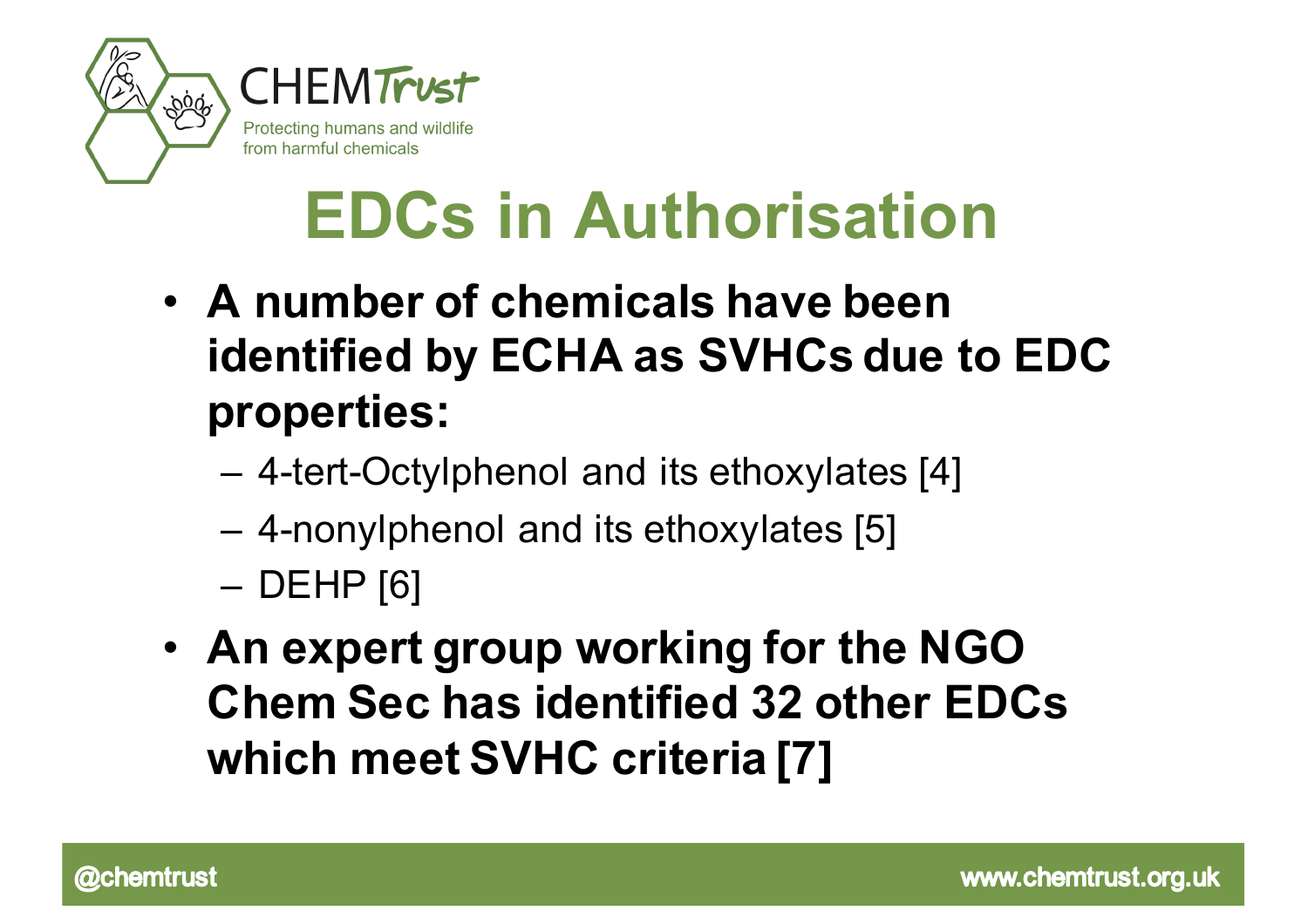# EDCs in Authorisation

- **A number of chemicals have been identified by ECHA as SVHCs due to EDC properties:**
  - 4-tert-Octylphenol and its ethoxylates [4]
  - 4-nonylphenol and its ethoxylates [5]
  - DEHP [6]
- **An expert group working for the NGO Chem Sec has identified 32 other EDCs which meet SVHC criteria [7]**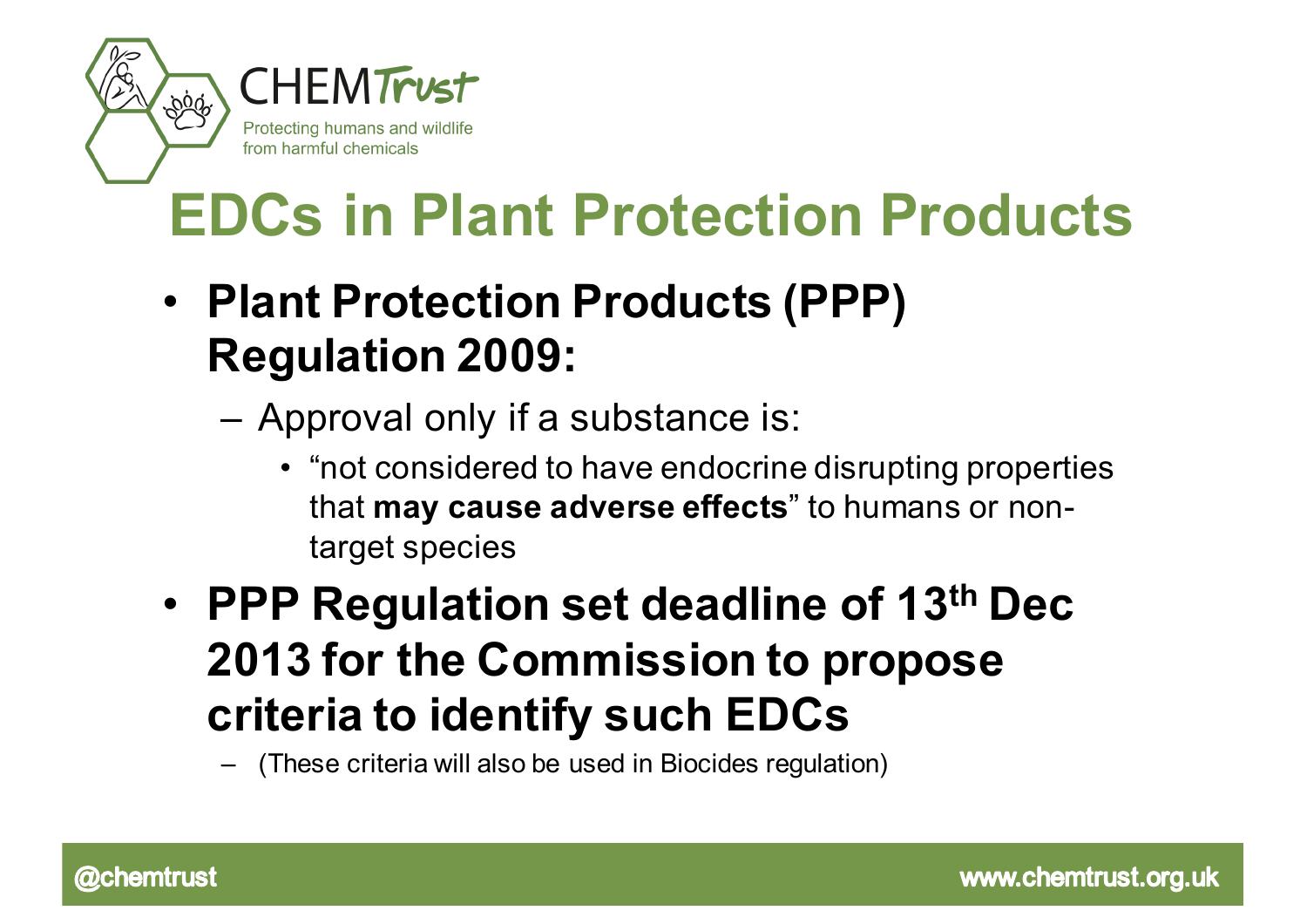# EDCs in Plant Protection Products

- **Plant Protection Products (PPP) Regulation 2009:**
  - Approval only if a substance is:
    - "not considered to have endocrine disrupting properties that **may cause adverse effects**" to humans or non-target species
- **PPP Regulation set deadline of 13th Dec 2013 for the Commission to propose criteria to identify such EDCs**
  - (These criteria will also be used in Biocides regulation)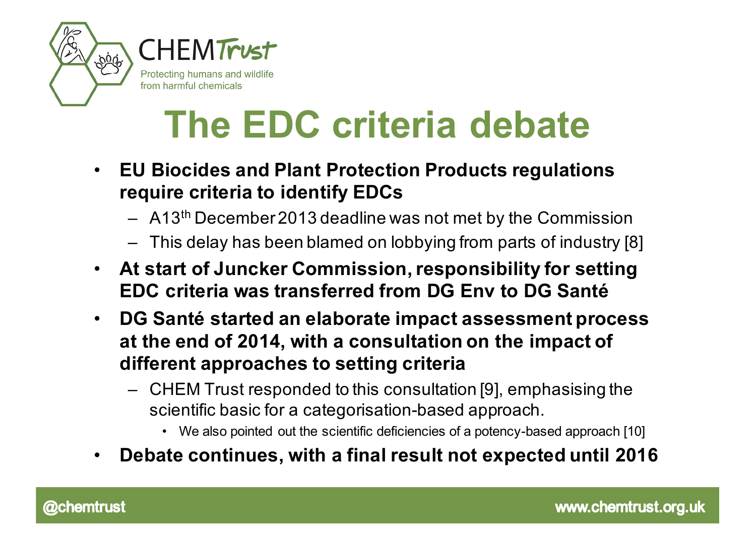# The EDC criteria debate

- **EU Biocides and Plant Protection Products regulations require criteria to identify EDCs**
  - A 13th December 2013 deadline was not met by the Commission
  - This delay has been blamed on lobbying from parts of industry [8]
- **At start of Juncker Commission, responsibility for setting EDC criteria was transferred from DG Env to DG Santé**
- **DG Santé started an elaborate impact assessment process at the end of 2014, with a consultation on the impact of different approaches to setting criteria**
  - CHEM Trust responded to this consultation [9], emphasising the scientific basic for a categorisation-based approach.
    - We also pointed out the scientific deficiencies of a potency-based approach [10]
- **Debate continues, with a final result not expected until 2016**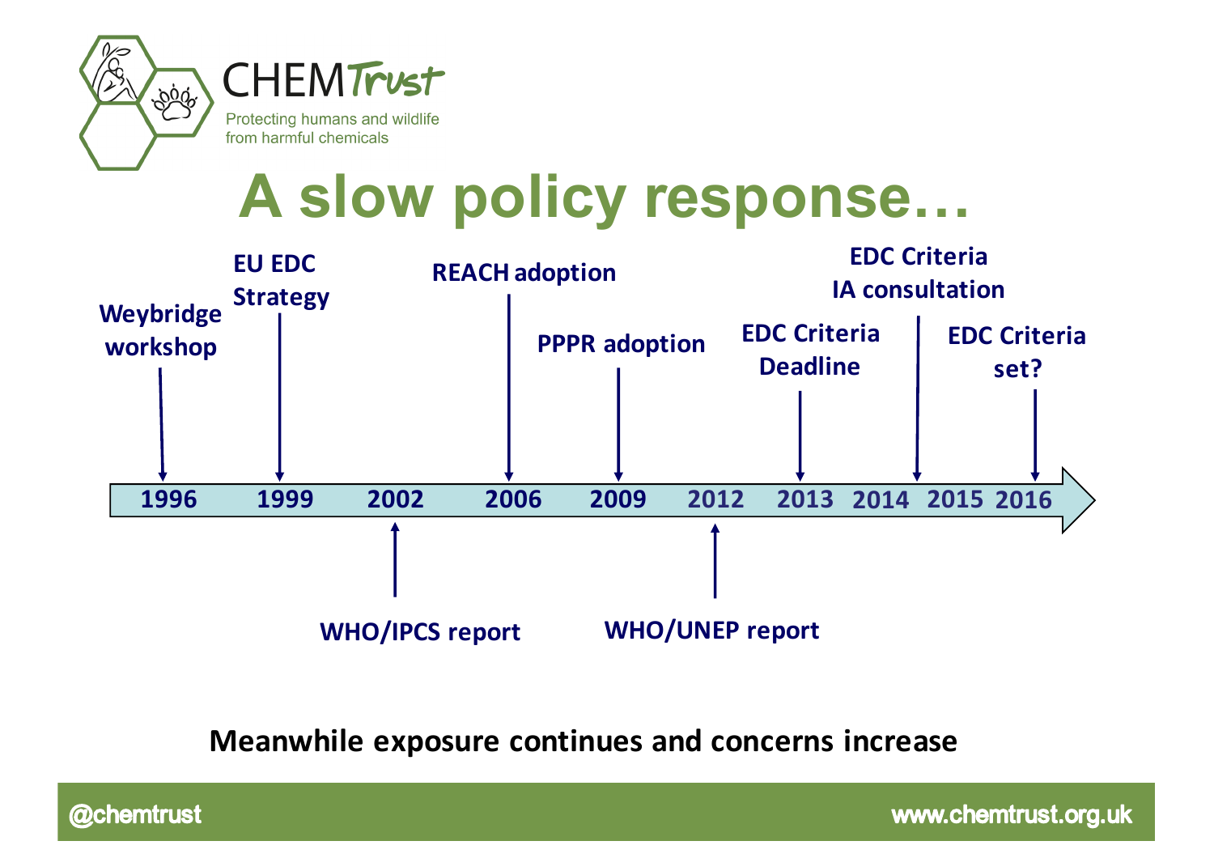# A slow policy response…

- **1996** – Weybridge workshop
- **1999** – EU EDC Strategy
- **2002** – WHO/IPCS report
- **2006** – REACH adoption
- **2009** – PPPR adoption
- **2012** – WHO/UNEP report
- **2013** – EDC Criteria Deadline
- **2014** – EDC Criteria IA consultation
- **2015**
- **2016** – EDC Criteria set?

**Meanwhile exposure continues and concerns increase**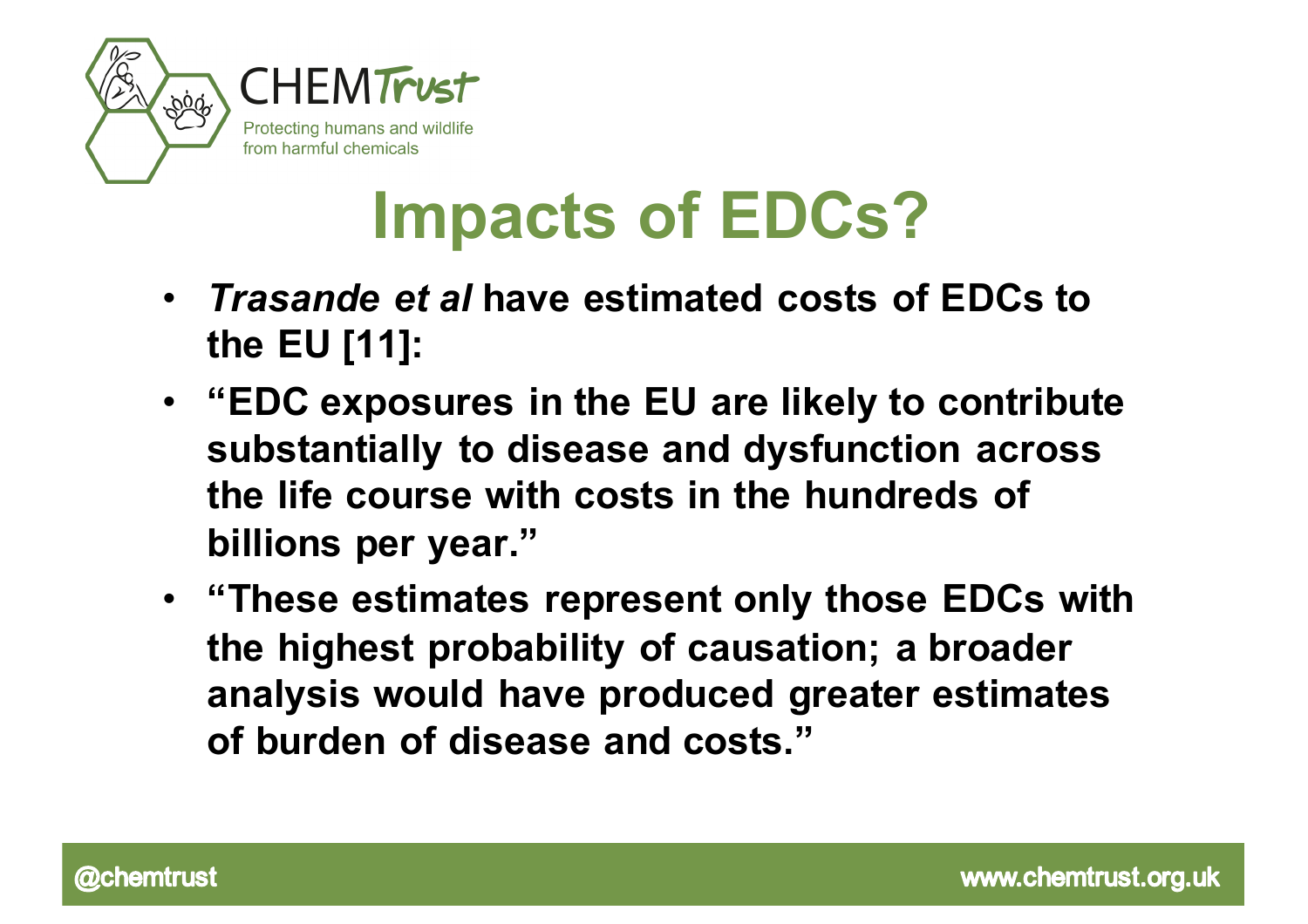# Impacts of EDCs?

- ***Trasande et al*** **have estimated costs of EDCs to the EU [11]:**
- **"EDC exposures in the EU are likely to contribute substantially to disease and dysfunction across the life course with costs in the hundreds of billions per year."**
- **"These estimates represent only those EDCs with the highest probability of causation; a broader analysis would have produced greater estimates of burden of disease and costs."**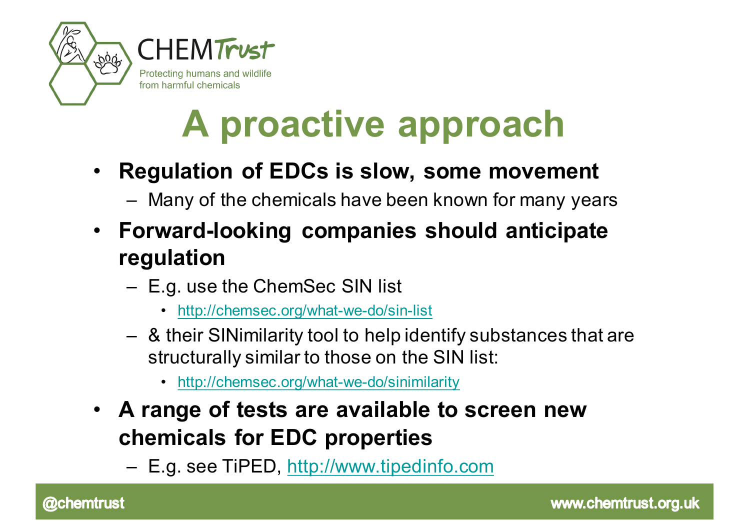# A proactive approach

- **Regulation of EDCs is slow, some movement**
  - Many of the chemicals have been known for many years
- **Forward-looking companies should anticipate regulation**
  - E.g. use the ChemSec SIN list
    - http://chemsec.org/what-we-do/sin-list
  - & their SINimilarity tool to help identify substances that are structurally similar to those on the SIN list:
    - http://chemsec.org/what-we-do/sinimilarity
- **A range of tests are available to screen new chemicals for EDC properties**
  - E.g. see TiPED, http://www.tipedinfo.com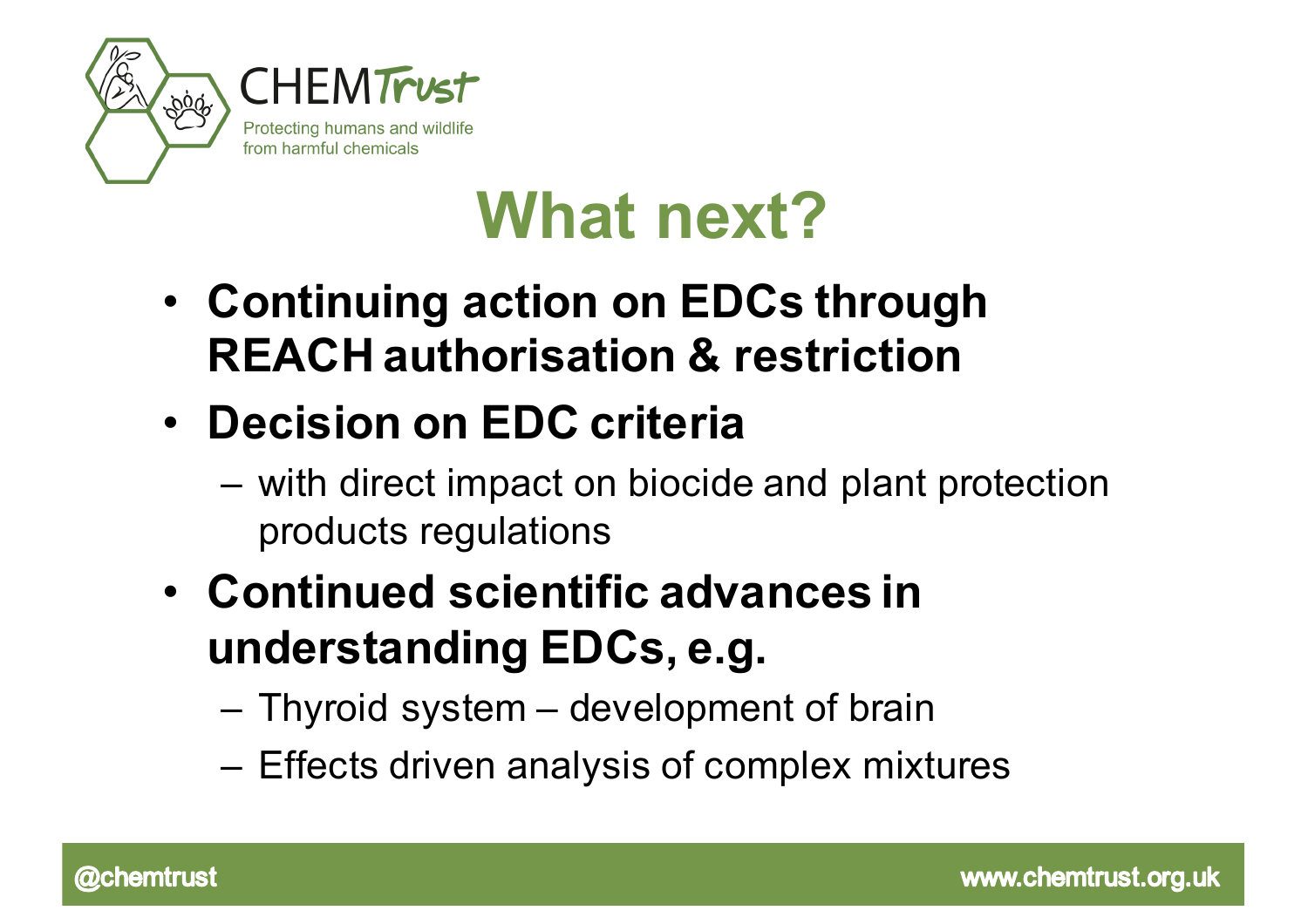# What next?

- **Continuing action on EDCs through REACH authorisation & restriction**
- **Decision on EDC criteria**
  - with direct impact on biocide and plant protection products regulations
- **Continued scientific advances in understanding EDCs, e.g.**
  - Thyroid system – development of brain
  - Effects driven analysis of complex mixtures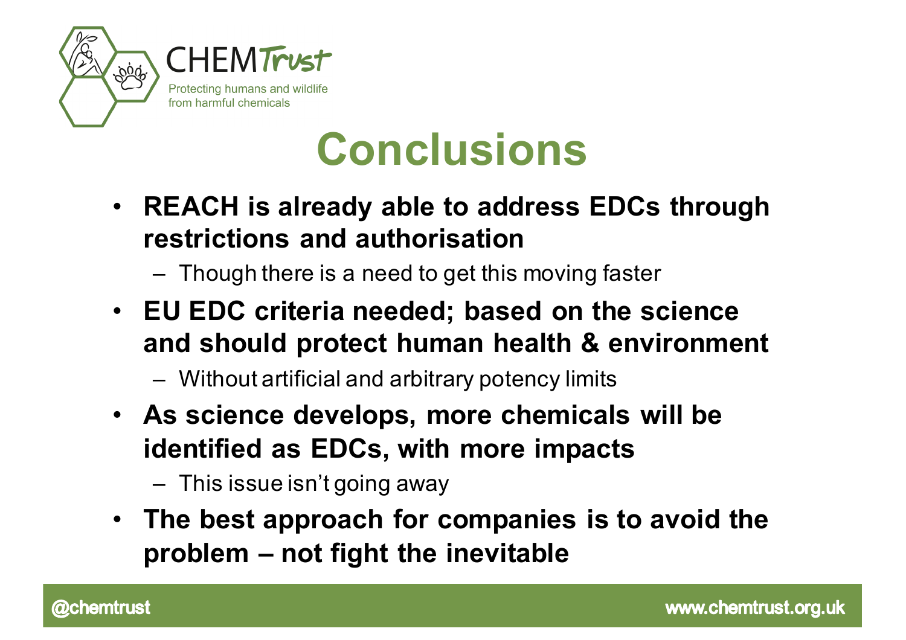# Conclusions

- **REACH is already able to address EDCs through restrictions and authorisation**
  - Though there is a need to get this moving faster
- **EU EDC criteria needed; based on the science and should protect human health & environment**
  - Without artificial and arbitrary potency limits
- **As science develops, more chemicals will be identified as EDCs, with more impacts**
  - This issue isn't going away
- **The best approach for companies is to avoid the problem – not fight the inevitable**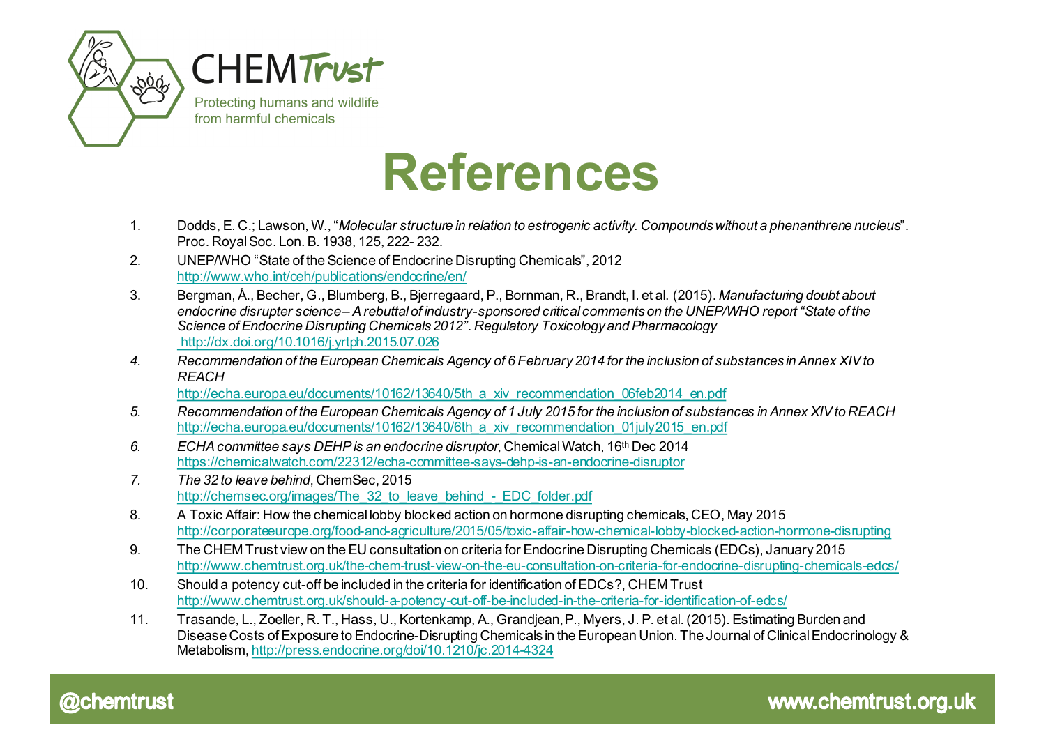# References

1. Dodds, E. C.; Lawson, W., "*Molecular structure in relation to estrogenic activity. Compounds without a phenanthrene nucleus*". Proc. Royal Soc. Lon. B. 1938, 125, 222- 232.
2. UNEP/WHO "State of the Science of Endocrine Disrupting Chemicals", 2012 http://www.who.int/ceh/publications/endocrine/en/
3. Bergman, Å., Becher, G., Blumberg, B., Bjerregaard, P., Bornman, R., Brandt, I. et al. (2015). *Manufacturing doubt about endocrine disrupter science – A rebuttal of industry-sponsored critical comments on the UNEP/WHO report "State of the Science of Endocrine Disrupting Chemicals 2012". Regulatory Toxicology and Pharmacology* http://dx.doi.org/10.1016/j.yrtph.2015.07.026
4. *Recommendation of the European Chemicals Agency of 6 February 2014 for the inclusion of substances in Annex XIV to REACH* http://echa.europa.eu/documents/10162/13640/5th_a_xiv_recommendation_06feb2014_en.pdf
5. *Recommendation of the European Chemicals Agency of 1 July 2015 for the inclusion of substances in Annex XIV to REACH* http://echa.europa.eu/documents/10162/13640/6th_a_xiv_recommendation_01july2015_en.pdf
6. *ECHA committee says DEHP is an endocrine disruptor*, Chemical Watch, 16th Dec 2014 https://chemicalwatch.com/22312/echa-committee-says-dehp-is-an-endocrine-disruptor
7. *The 32 to leave behind*, ChemSec, 2015 http://chemsec.org/images/The_32_to_leave_behind_-_EDC_folder.pdf
8. A Toxic Affair: How the chemical lobby blocked action on hormone disrupting chemicals, CEO, May 2015 http://corporateeurope.org/food-and-agriculture/2015/05/toxic-affair-how-chemical-lobby-blocked-action-hormone-disrupting
9. The CHEM Trust view on the EU consultation on criteria for Endocrine Disrupting Chemicals (EDCs), January 2015 http://www.chemtrust.org.uk/the-chem-trust-view-on-the-eu-consultation-on-criteria-for-endocrine-disrupting-chemicals-edcs/
10. Should a potency cut-off be included in the criteria for identification of EDCs?, CHEM Trust http://www.chemtrust.org.uk/should-a-potency-cut-off-be-included-in-the-criteria-for-identification-of-edcs/
11. Trasande, L., Zoeller, R. T., Hass, U., Kortenkamp, A., Grandjean, P., Myers, J. P. et al. (2015). Estimating Burden and Disease Costs of Exposure to Endocrine-Disrupting Chemicals in the European Union. The Journal of Clinical Endocrinology & Metabolism, http://press.endocrine.org/doi/10.1210/jc.2014-4324